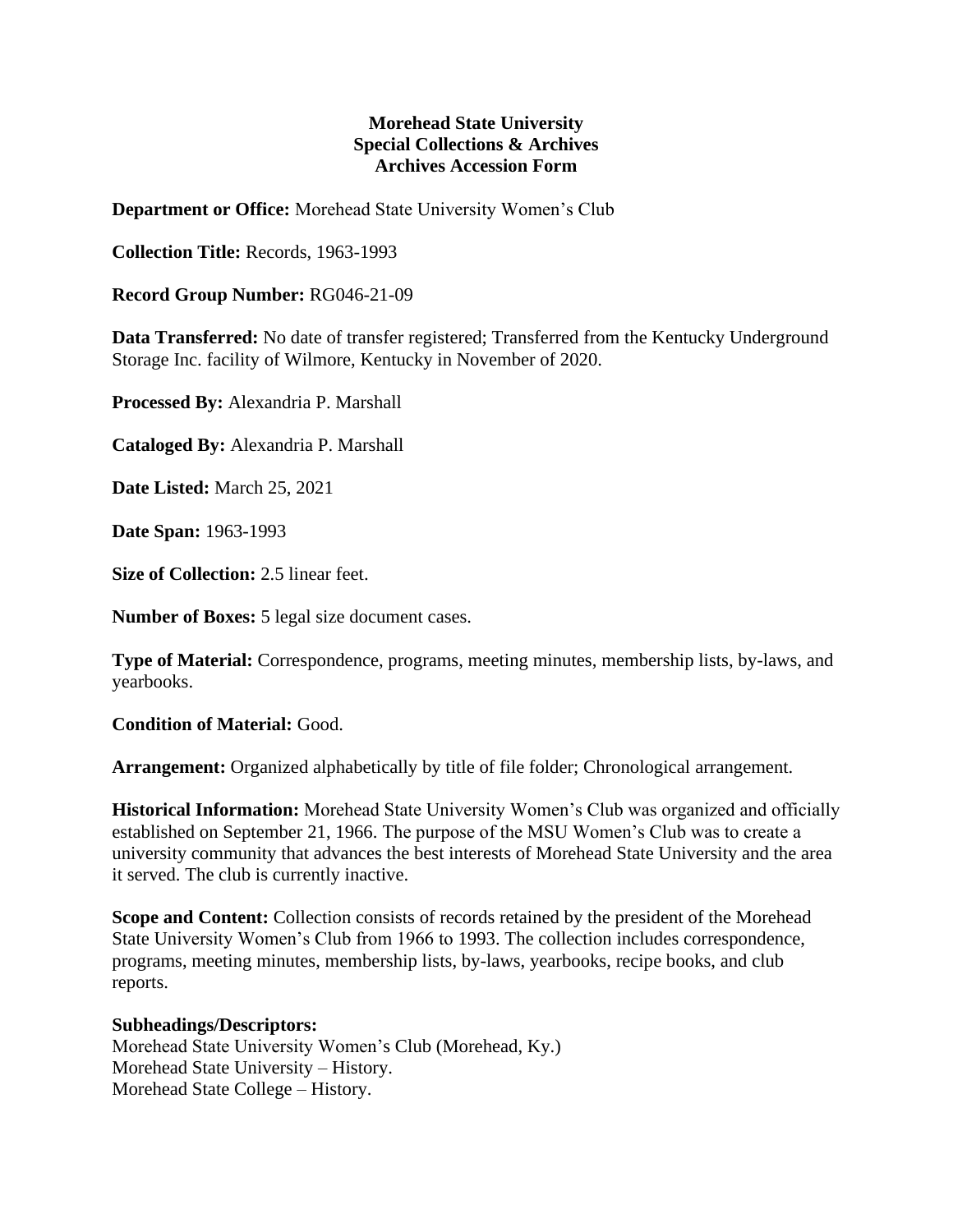# Morehead State University
## Special Collections & Archives
## Archives Accession Form

**Department or Office:** Morehead State University Women's Club

**Collection Title:** Records, 1963-1993

**Record Group Number:** RG046-21-09

**Data Transferred:** No date of transfer registered; Transferred from the Kentucky Underground Storage Inc. facility of Wilmore, Kentucky in November of 2020.

**Processed By:** Alexandria P. Marshall

**Cataloged By:** Alexandria P. Marshall

**Date Listed:** March 25, 2021

**Date Span:** 1963-1993

**Size of Collection:** 2.5 linear feet.

**Number of Boxes:** 5 legal size document cases.

**Type of Material:** Correspondence, programs, meeting minutes, membership lists, by-laws, and yearbooks.

**Condition of Material:** Good.

**Arrangement:** Organized alphabetically by title of file folder; Chronological arrangement.

**Historical Information:** Morehead State University Women's Club was organized and officially established on September 21, 1966. The purpose of the MSU Women's Club was to create a university community that advances the best interests of Morehead State University and the area it served. The club is currently inactive.

**Scope and Content:** Collection consists of records retained by the president of the Morehead State University Women's Club from 1966 to 1993. The collection includes correspondence, programs, meeting minutes, membership lists, by-laws, yearbooks, recipe books, and club reports.

**Subheadings/Descriptors:**
Morehead State University Women's Club (Morehead, Ky.)
Morehead State University – History.
Morehead State College – History.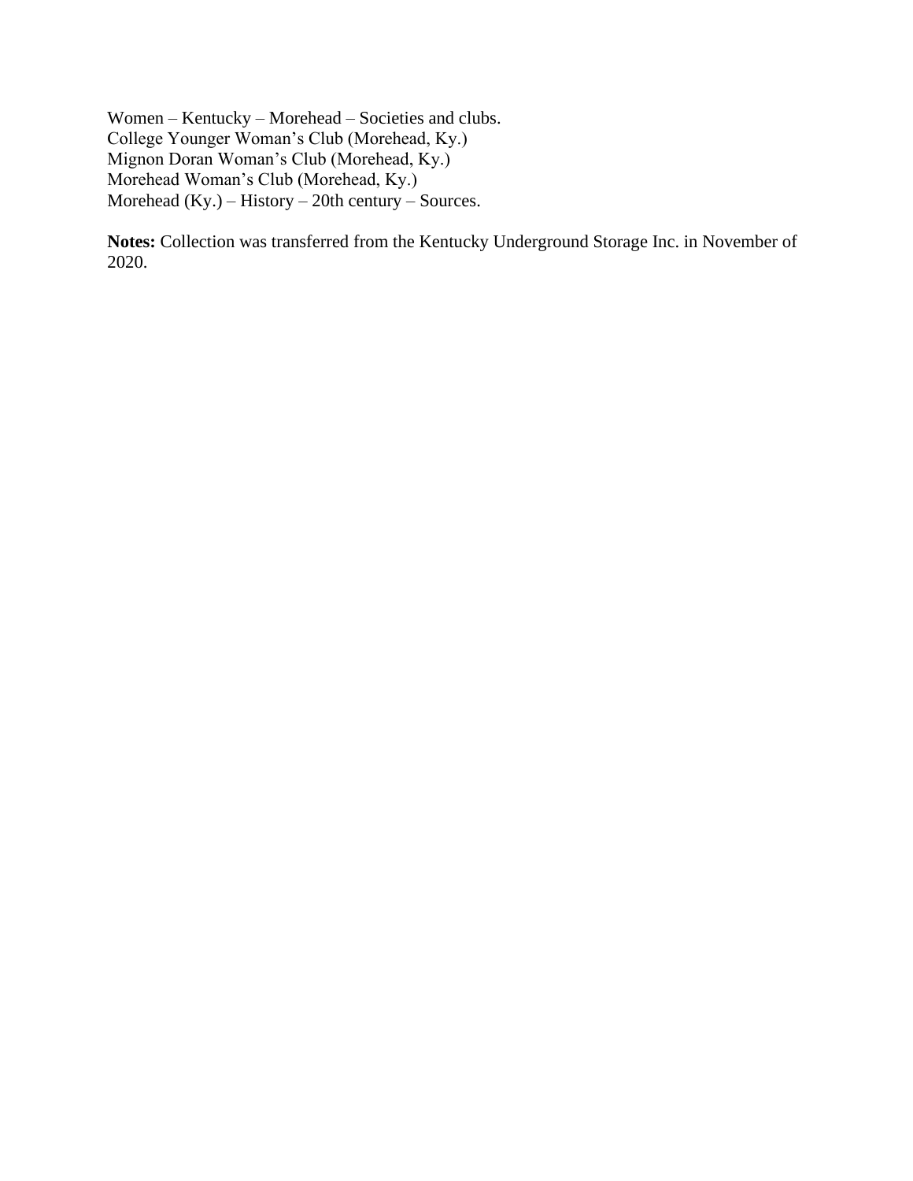Women – Kentucky – Morehead – Societies and clubs.
College Younger Woman's Club (Morehead, Ky.)
Mignon Doran Woman's Club (Morehead, Ky.)
Morehead Woman's Club (Morehead, Ky.)
Morehead (Ky.) – History – 20th century – Sources.

**Notes:** Collection was transferred from the Kentucky Underground Storage Inc. in November of 2020.